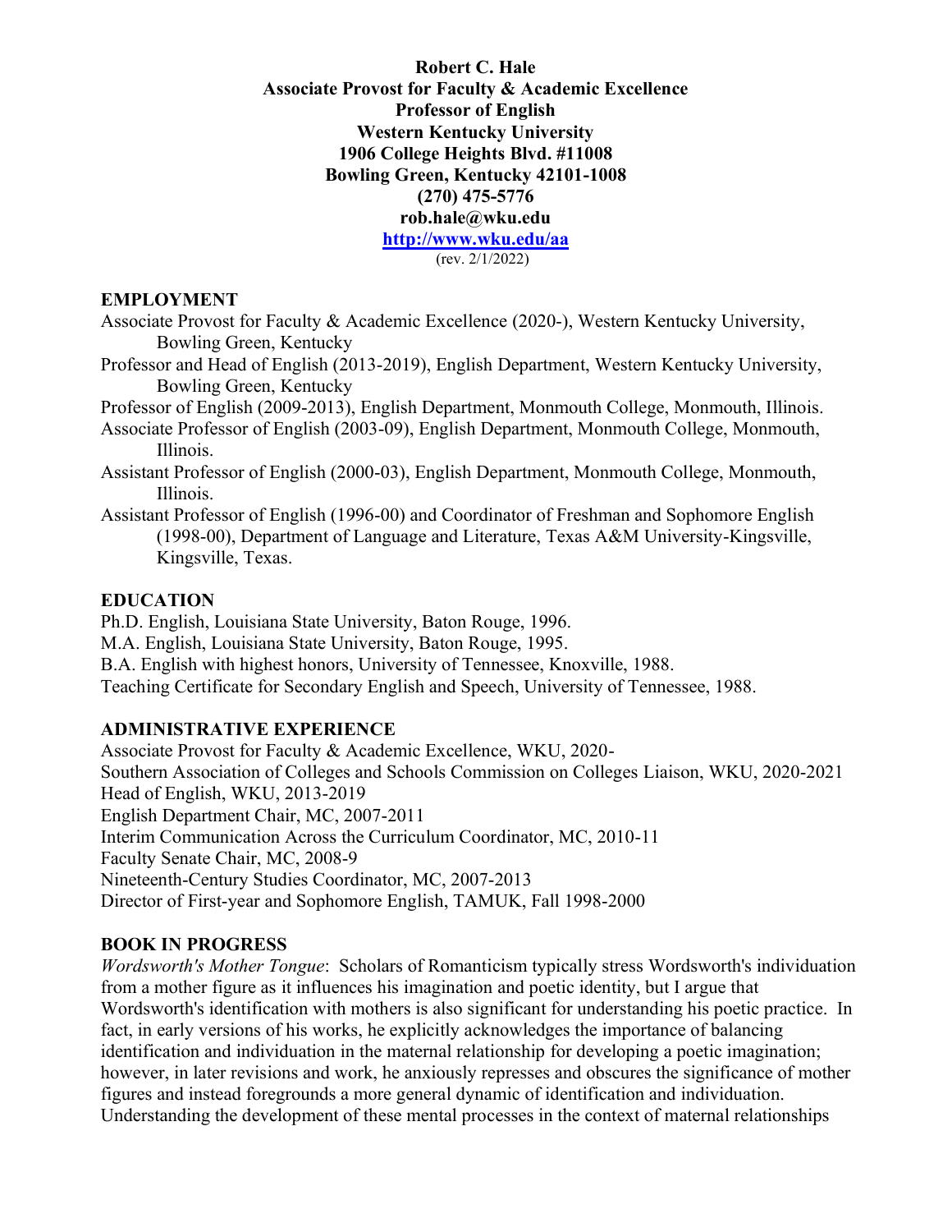**Robert C. Hale**
**Associate Provost for Faculty & Academic Excellence**
**Professor of English**
**Western Kentucky University**
**1906 College Heights Blvd. #11008**
**Bowling Green, Kentucky 42101-1008**
**(270) 475-5776**
**rob.hale@wku.edu**
**[http://www.wku.edu/aa](http://www.wku.edu/aa)**
(rev. 2/1/2022)

## EMPLOYMENT

Associate Provost for Faculty & Academic Excellence (2020-), Western Kentucky University, Bowling Green, Kentucky

Professor and Head of English (2013-2019), English Department, Western Kentucky University, Bowling Green, Kentucky

Professor of English (2009-2013), English Department, Monmouth College, Monmouth, Illinois.

Associate Professor of English (2003-09), English Department, Monmouth College, Monmouth, Illinois.

Assistant Professor of English (2000-03), English Department, Monmouth College, Monmouth, Illinois.

Assistant Professor of English (1996-00) and Coordinator of Freshman and Sophomore English (1998-00), Department of Language and Literature, Texas A&M University-Kingsville, Kingsville, Texas.

## EDUCATION

Ph.D. English, Louisiana State University, Baton Rouge, 1996.
M.A. English, Louisiana State University, Baton Rouge, 1995.
B.A. English with highest honors, University of Tennessee, Knoxville, 1988.
Teaching Certificate for Secondary English and Speech, University of Tennessee, 1988.

## ADMINISTRATIVE EXPERIENCE

Associate Provost for Faculty & Academic Excellence, WKU, 2020-
Southern Association of Colleges and Schools Commission on Colleges Liaison, WKU, 2020-2021
Head of English, WKU, 2013-2019
English Department Chair, MC, 2007-2011
Interim Communication Across the Curriculum Coordinator, MC, 2010-11
Faculty Senate Chair, MC, 2008-9
Nineteenth-Century Studies Coordinator, MC, 2007-2013
Director of First-year and Sophomore English, TAMUK, Fall 1998-2000

## BOOK IN PROGRESS

*Wordsworth's Mother Tongue*: Scholars of Romanticism typically stress Wordsworth's individuation from a mother figure as it influences his imagination and poetic identity, but I argue that Wordsworth's identification with mothers is also significant for understanding his poetic practice. In fact, in early versions of his works, he explicitly acknowledges the importance of balancing identification and individuation in the maternal relationship for developing a poetic imagination; however, in later revisions and work, he anxiously represses and obscures the significance of mother figures and instead foregrounds a more general dynamic of identification and individuation. Understanding the development of these mental processes in the context of maternal relationships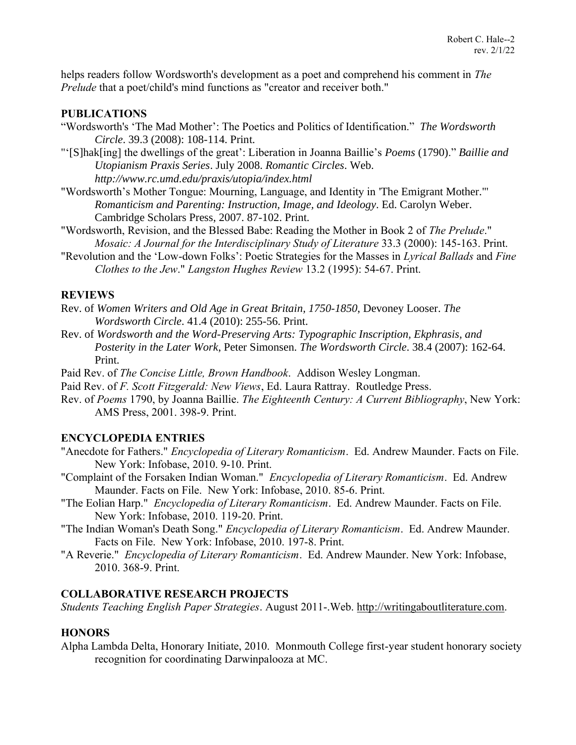helps readers follow Wordsworth's development as a poet and comprehend his comment in *The Prelude* that a poet/child's mind functions as "creator and receiver both."

## PUBLICATIONS

"Wordsworth's 'The Mad Mother': The Poetics and Politics of Identification." *The Wordsworth Circle*. 39.3 (2008): 108-114. Print.

"'[S]hak[ing] the dwellings of the great': Liberation in Joanna Baillie's *Poems* (1790)." *Baillie and Utopianism Praxis Series*. July 2008. *Romantic Circles*. Web. *http://www.rc.umd.edu/praxis/utopia/index.html*

"Wordsworth's Mother Tongue: Mourning, Language, and Identity in 'The Emigrant Mother.'" *Romanticism and Parenting: Instruction, Image, and Ideology*. Ed. Carolyn Weber. Cambridge Scholars Press, 2007. 87-102. Print.

"Wordsworth, Revision, and the Blessed Babe: Reading the Mother in Book 2 of *The Prelude*." *Mosaic: A Journal for the Interdisciplinary Study of Literature* 33.3 (2000): 145-163. Print.

"Revolution and the 'Low-down Folks': Poetic Strategies for the Masses in *Lyrical Ballads* and *Fine Clothes to the Jew*." *Langston Hughes Review* 13.2 (1995): 54-67. Print.

## REVIEWS

Rev. of *Women Writers and Old Age in Great Britain, 1750-1850*, Devoney Looser. *The Wordsworth Circle*. 41.4 (2010): 255-56. Print.

Rev. of *Wordsworth and the Word-Preserving Arts: Typographic Inscription, Ekphrasis, and Posterity in the Later Work*, Peter Simonsen. *The Wordsworth Circle*. 38.4 (2007): 162-64. Print.

Paid Rev. of *The Concise Little, Brown Handbook*. Addison Wesley Longman.

Paid Rev. of *F. Scott Fitzgerald: New Views*, Ed. Laura Rattray. Routledge Press.

Rev. of *Poems* 1790, by Joanna Baillie. *The Eighteenth Century: A Current Bibliography*, New York: AMS Press, 2001. 398-9. Print.

## ENCYCLOPEDIA ENTRIES

"Anecdote for Fathers." *Encyclopedia of Literary Romanticism*. Ed. Andrew Maunder. Facts on File. New York: Infobase, 2010. 9-10. Print.

"Complaint of the Forsaken Indian Woman." *Encyclopedia of Literary Romanticism*. Ed. Andrew Maunder. Facts on File. New York: Infobase, 2010. 85-6. Print.

"The Eolian Harp." *Encyclopedia of Literary Romanticism*. Ed. Andrew Maunder. Facts on File. New York: Infobase, 2010. 119-20. Print.

"The Indian Woman's Death Song." *Encyclopedia of Literary Romanticism*. Ed. Andrew Maunder. Facts on File. New York: Infobase, 2010. 197-8. Print.

"A Reverie." *Encyclopedia of Literary Romanticism*. Ed. Andrew Maunder. New York: Infobase, 2010. 368-9. Print.

## COLLABORATIVE RESEARCH PROJECTS

*Students Teaching English Paper Strategies*. August 2011-.Web. http://writingaboutliterature.com.

## HONORS

Alpha Lambda Delta, Honorary Initiate, 2010. Monmouth College first-year student honorary society recognition for coordinating Darwinpalooza at MC.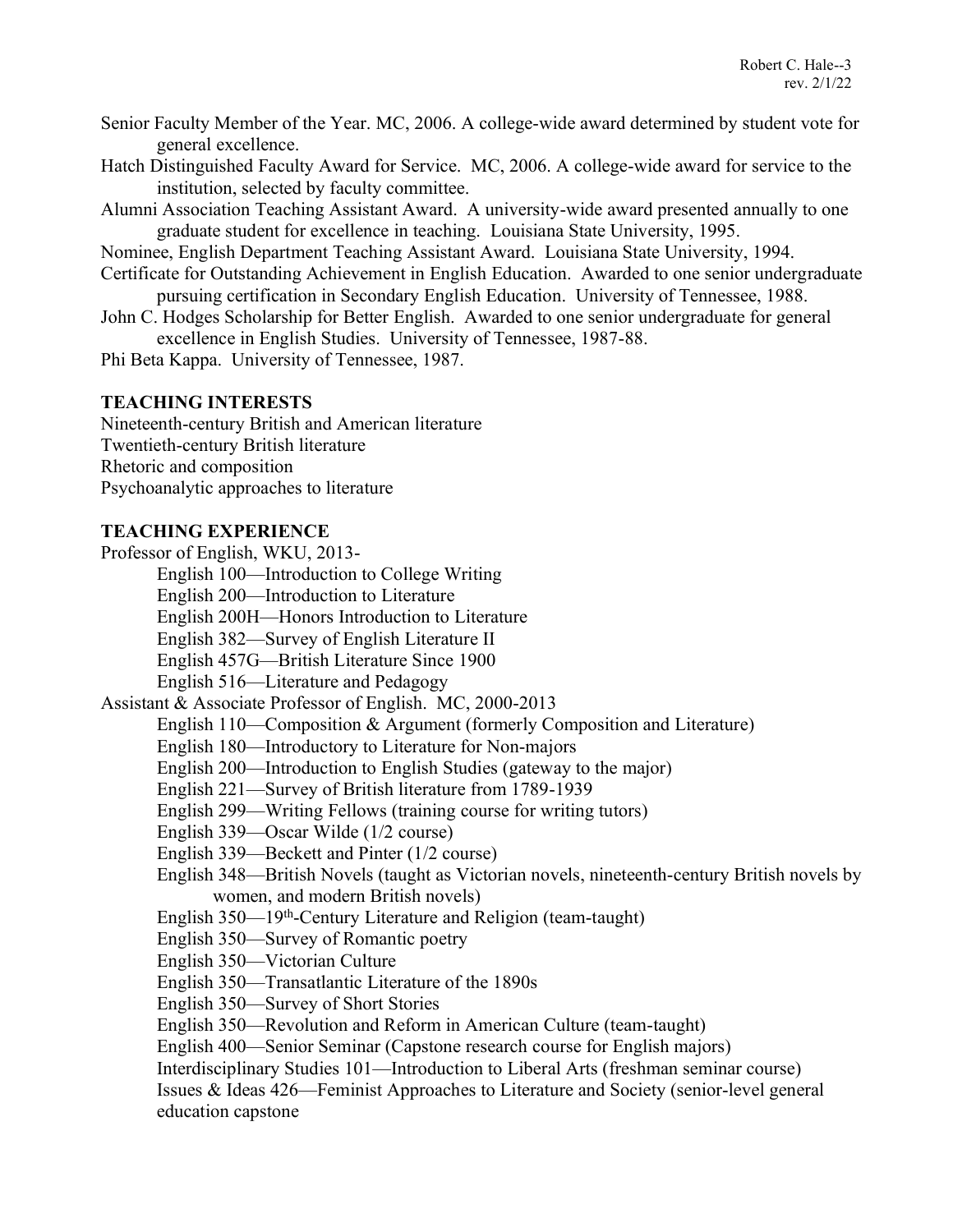Senior Faculty Member of the Year. MC, 2006. A college-wide award determined by student vote for general excellence.

Hatch Distinguished Faculty Award for Service. MC, 2006. A college-wide award for service to the institution, selected by faculty committee.

Alumni Association Teaching Assistant Award. A university-wide award presented annually to one graduate student for excellence in teaching. Louisiana State University, 1995.

Nominee, English Department Teaching Assistant Award. Louisiana State University, 1994.

Certificate for Outstanding Achievement in English Education. Awarded to one senior undergraduate pursuing certification in Secondary English Education. University of Tennessee, 1988.

John C. Hodges Scholarship for Better English. Awarded to one senior undergraduate for general excellence in English Studies. University of Tennessee, 1987-88.

Phi Beta Kappa. University of Tennessee, 1987.

**TEACHING INTERESTS**

Nineteenth-century British and American literature
Twentieth-century British literature
Rhetoric and composition
Psychoanalytic approaches to literature

**TEACHING EXPERIENCE**

Professor of English, WKU, 2013-

- English 100—Introduction to College Writing
- English 200—Introduction to Literature
- English 200H—Honors Introduction to Literature
- English 382—Survey of English Literature II
- English 457G—British Literature Since 1900
- English 516—Literature and Pedagogy

Assistant & Associate Professor of English. MC, 2000-2013

- English 110—Composition & Argument (formerly Composition and Literature)
- English 180—Introductory to Literature for Non-majors
- English 200—Introduction to English Studies (gateway to the major)
- English 221—Survey of British literature from 1789-1939
- English 299—Writing Fellows (training course for writing tutors)
- English 339—Oscar Wilde (1/2 course)
- English 339—Beckett and Pinter (1/2 course)
- English 348—British Novels (taught as Victorian novels, nineteenth-century British novels by women, and modern British novels)
- English 350—19th-Century Literature and Religion (team-taught)
- English 350—Survey of Romantic poetry
- English 350—Victorian Culture
- English 350—Transatlantic Literature of the 1890s
- English 350—Survey of Short Stories
- English 350—Revolution and Reform in American Culture (team-taught)
- English 400—Senior Seminar (Capstone research course for English majors)
- Interdisciplinary Studies 101—Introduction to Liberal Arts (freshman seminar course)
- Issues & Ideas 426—Feminist Approaches to Literature and Society (senior-level general education capstone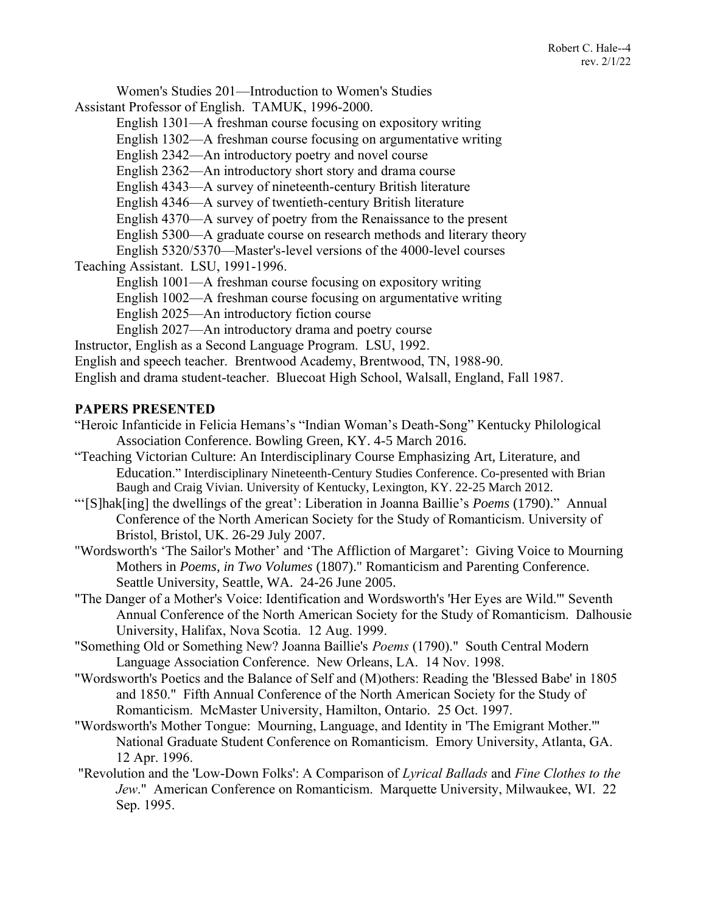Women's Studies 201—Introduction to Women's Studies

Assistant Professor of English. TAMUK, 1996-2000.

English 1301—A freshman course focusing on expository writing
English 1302—A freshman course focusing on argumentative writing
English 2342—An introductory poetry and novel course
English 2362—An introductory short story and drama course
English 4343—A survey of nineteenth-century British literature
English 4346—A survey of twentieth-century British literature
English 4370—A survey of poetry from the Renaissance to the present
English 5300—A graduate course on research methods and literary theory
English 5320/5370—Master's-level versions of the 4000-level courses

Teaching Assistant. LSU, 1991-1996.

English 1001—A freshman course focusing on expository writing
English 1002—A freshman course focusing on argumentative writing
English 2025—An introductory fiction course
English 2027—An introductory drama and poetry course

Instructor, English as a Second Language Program. LSU, 1992.

English and speech teacher. Brentwood Academy, Brentwood, TN, 1988-90.

English and drama student-teacher. Bluecoat High School, Walsall, England, Fall 1987.

## PAPERS PRESENTED

"Heroic Infanticide in Felicia Hemans's "Indian Woman's Death-Song" Kentucky Philological Association Conference. Bowling Green, KY. 4-5 March 2016.

"Teaching Victorian Culture: An Interdisciplinary Course Emphasizing Art, Literature, and Education." Interdisciplinary Nineteenth-Century Studies Conference. Co-presented with Brian Baugh and Craig Vivian. University of Kentucky, Lexington, KY. 22-25 March 2012.

"'[S]hak[ing] the dwellings of the great': Liberation in Joanna Baillie's *Poems* (1790)." Annual Conference of the North American Society for the Study of Romanticism. University of Bristol, Bristol, UK. 26-29 July 2007.

"Wordsworth's 'The Sailor's Mother' and 'The Affliction of Margaret': Giving Voice to Mourning Mothers in *Poems, in Two Volumes* (1807)." Romanticism and Parenting Conference. Seattle University, Seattle, WA. 24-26 June 2005.

"The Danger of a Mother's Voice: Identification and Wordsworth's 'Her Eyes are Wild.'" Seventh Annual Conference of the North American Society for the Study of Romanticism. Dalhousie University, Halifax, Nova Scotia. 12 Aug. 1999.

"Something Old or Something New? Joanna Baillie's *Poems* (1790)." South Central Modern Language Association Conference. New Orleans, LA. 14 Nov. 1998.

"Wordsworth's Poetics and the Balance of Self and (M)others: Reading the 'Blessed Babe' in 1805 and 1850." Fifth Annual Conference of the North American Society for the Study of Romanticism. McMaster University, Hamilton, Ontario. 25 Oct. 1997.

"Wordsworth's Mother Tongue: Mourning, Language, and Identity in 'The Emigrant Mother.'" National Graduate Student Conference on Romanticism. Emory University, Atlanta, GA. 12 Apr. 1996.

"Revolution and the 'Low-Down Folks': A Comparison of *Lyrical Ballads* and *Fine Clothes to the Jew*." American Conference on Romanticism. Marquette University, Milwaukee, WI. 22 Sep. 1995.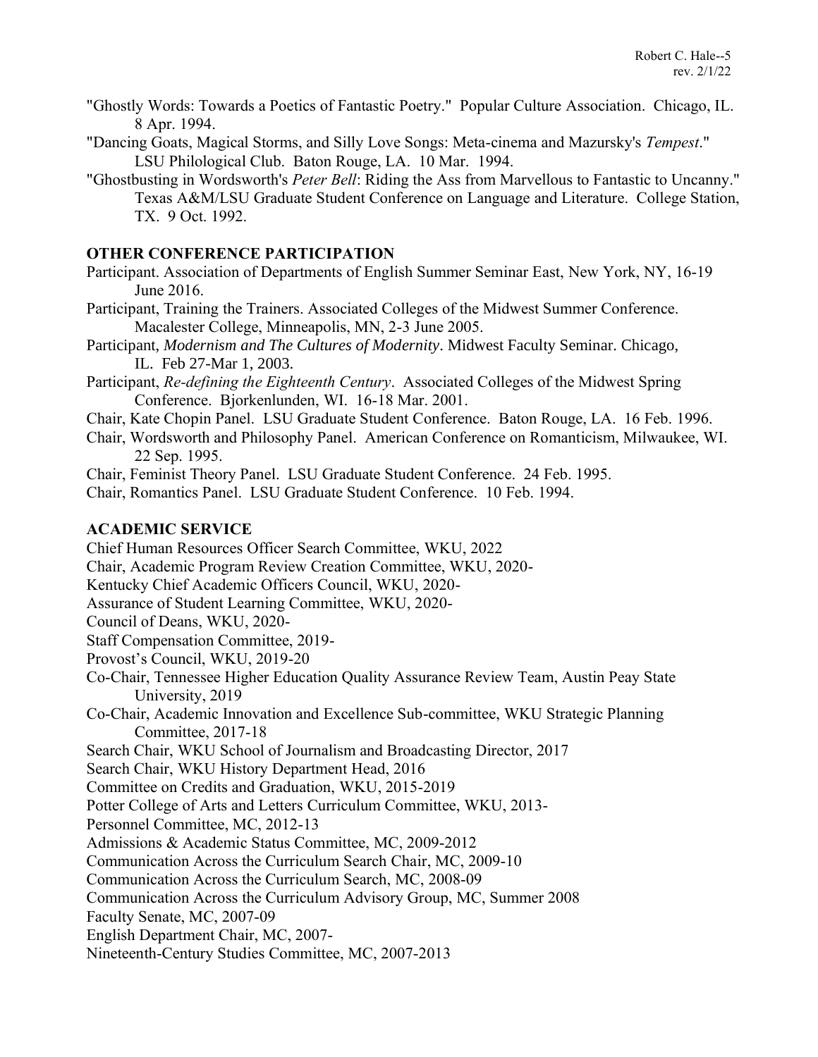"Ghostly Words: Towards a Poetics of Fantastic Poetry." Popular Culture Association. Chicago, IL. 8 Apr. 1994.

"Dancing Goats, Magical Storms, and Silly Love Songs: Meta-cinema and Mazursky's *Tempest*." LSU Philological Club. Baton Rouge, LA. 10 Mar. 1994.

"Ghostbusting in Wordsworth's *Peter Bell*: Riding the Ass from Marvellous to Fantastic to Uncanny." Texas A&M/LSU Graduate Student Conference on Language and Literature. College Station, TX. 9 Oct. 1992.

## OTHER CONFERENCE PARTICIPATION

Participant. Association of Departments of English Summer Seminar East, New York, NY, 16-19 June 2016.

Participant, Training the Trainers. Associated Colleges of the Midwest Summer Conference. Macalester College, Minneapolis, MN, 2-3 June 2005.

Participant, *Modernism and The Cultures of Modernity*. Midwest Faculty Seminar. Chicago, IL. Feb 27-Mar 1, 2003.

Participant, *Re-defining the Eighteenth Century*. Associated Colleges of the Midwest Spring Conference. Bjorkenlunden, WI. 16-18 Mar. 2001.

Chair, Kate Chopin Panel. LSU Graduate Student Conference. Baton Rouge, LA. 16 Feb. 1996.

Chair, Wordsworth and Philosophy Panel. American Conference on Romanticism, Milwaukee, WI. 22 Sep. 1995.

Chair, Feminist Theory Panel. LSU Graduate Student Conference. 24 Feb. 1995.

Chair, Romantics Panel. LSU Graduate Student Conference. 10 Feb. 1994.

## ACADEMIC SERVICE

Chief Human Resources Officer Search Committee, WKU, 2022

Chair, Academic Program Review Creation Committee, WKU, 2020-

Kentucky Chief Academic Officers Council, WKU, 2020-

Assurance of Student Learning Committee, WKU, 2020-

Council of Deans, WKU, 2020-

Staff Compensation Committee, 2019-

Provost's Council, WKU, 2019-20

Co-Chair, Tennessee Higher Education Quality Assurance Review Team, Austin Peay State University, 2019

Co-Chair, Academic Innovation and Excellence Sub-committee, WKU Strategic Planning Committee, 2017-18

Search Chair, WKU School of Journalism and Broadcasting Director, 2017

Search Chair, WKU History Department Head, 2016

Committee on Credits and Graduation, WKU, 2015-2019

Potter College of Arts and Letters Curriculum Committee, WKU, 2013-

Personnel Committee, MC, 2012-13

Admissions & Academic Status Committee, MC, 2009-2012

Communication Across the Curriculum Search Chair, MC, 2009-10

Communication Across the Curriculum Search, MC, 2008-09

Communication Across the Curriculum Advisory Group, MC, Summer 2008

Faculty Senate, MC, 2007-09

English Department Chair, MC, 2007-

Nineteenth-Century Studies Committee, MC, 2007-2013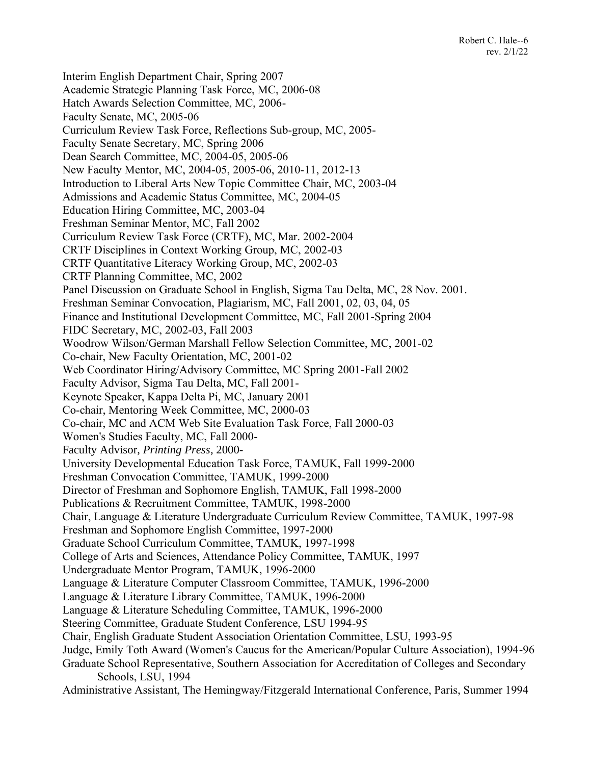Interim English Department Chair, Spring 2007
Academic Strategic Planning Task Force, MC, 2006-08
Hatch Awards Selection Committee, MC, 2006-
Faculty Senate, MC, 2005-06
Curriculum Review Task Force, Reflections Sub-group, MC, 2005-
Faculty Senate Secretary, MC, Spring 2006
Dean Search Committee, MC, 2004-05, 2005-06
New Faculty Mentor, MC, 2004-05, 2005-06, 2010-11, 2012-13
Introduction to Liberal Arts New Topic Committee Chair, MC, 2003-04
Admissions and Academic Status Committee, MC, 2004-05
Education Hiring Committee, MC, 2003-04
Freshman Seminar Mentor, MC, Fall 2002
Curriculum Review Task Force (CRTF), MC, Mar. 2002-2004
CRTF Disciplines in Context Working Group, MC, 2002-03
CRTF Quantitative Literacy Working Group, MC, 2002-03
CRTF Planning Committee, MC, 2002
Panel Discussion on Graduate School in English, Sigma Tau Delta, MC, 28 Nov. 2001.
Freshman Seminar Convocation, Plagiarism, MC, Fall 2001, 02, 03, 04, 05
Finance and Institutional Development Committee, MC, Fall 2001-Spring 2004
FIDC Secretary, MC, 2002-03, Fall 2003
Woodrow Wilson/German Marshall Fellow Selection Committee, MC, 2001-02
Co-chair, New Faculty Orientation, MC, 2001-02
Web Coordinator Hiring/Advisory Committee, MC Spring 2001-Fall 2002
Faculty Advisor, Sigma Tau Delta, MC, Fall 2001-
Keynote Speaker, Kappa Delta Pi, MC, January 2001
Co-chair, Mentoring Week Committee, MC, 2000-03
Co-chair, MC and ACM Web Site Evaluation Task Force, Fall 2000-03
Women's Studies Faculty, MC, Fall 2000-
Faculty Advisor, *Printing Press*, 2000-
University Developmental Education Task Force, TAMUK, Fall 1999-2000
Freshman Convocation Committee, TAMUK, 1999-2000
Director of Freshman and Sophomore English, TAMUK, Fall 1998-2000
Publications & Recruitment Committee, TAMUK, 1998-2000
Chair, Language & Literature Undergraduate Curriculum Review Committee, TAMUK, 1997-98
Freshman and Sophomore English Committee, 1997-2000
Graduate School Curriculum Committee, TAMUK, 1997-1998
College of Arts and Sciences, Attendance Policy Committee, TAMUK, 1997
Undergraduate Mentor Program, TAMUK, 1996-2000
Language & Literature Computer Classroom Committee, TAMUK, 1996-2000
Language & Literature Library Committee, TAMUK, 1996-2000
Language & Literature Scheduling Committee, TAMUK, 1996-2000
Steering Committee, Graduate Student Conference, LSU 1994-95
Chair, English Graduate Student Association Orientation Committee, LSU, 1993-95
Judge, Emily Toth Award (Women's Caucus for the American/Popular Culture Association), 1994-96
Graduate School Representative, Southern Association for Accreditation of Colleges and Secondary Schools, LSU, 1994
Administrative Assistant, The Hemingway/Fitzgerald International Conference, Paris, Summer 1994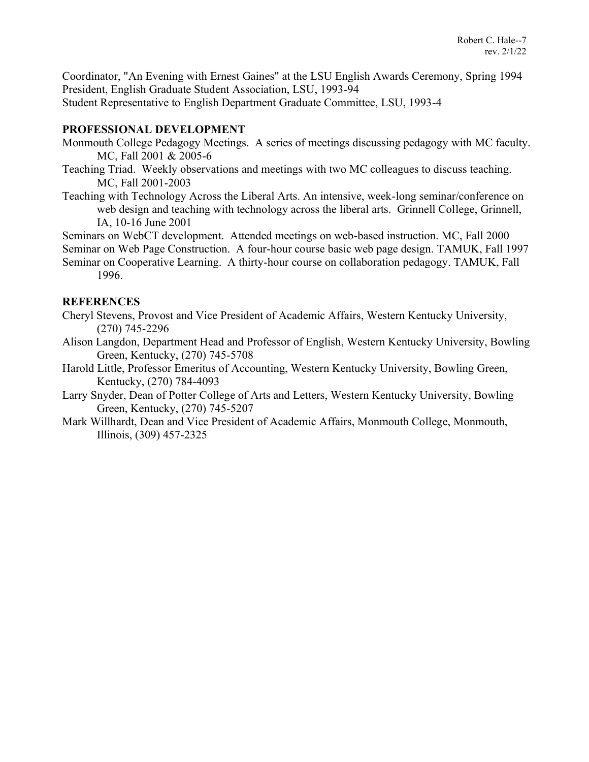Coordinator, "An Evening with Ernest Gaines" at the LSU English Awards Ceremony, Spring 1994
President, English Graduate Student Association, LSU, 1993-94
Student Representative to English Department Graduate Committee, LSU, 1993-4

## PROFESSIONAL DEVELOPMENT

Monmouth College Pedagogy Meetings. A series of meetings discussing pedagogy with MC faculty. MC, Fall 2001 & 2005-6

Teaching Triad. Weekly observations and meetings with two MC colleagues to discuss teaching. MC, Fall 2001-2003

Teaching with Technology Across the Liberal Arts. An intensive, week-long seminar/conference on web design and teaching with technology across the liberal arts. Grinnell College, Grinnell, IA, 10-16 June 2001

Seminars on WebCT development. Attended meetings on web-based instruction. MC, Fall 2000

Seminar on Web Page Construction. A four-hour course basic web page design. TAMUK, Fall 1997

Seminar on Cooperative Learning. A thirty-hour course on collaboration pedagogy. TAMUK, Fall 1996.

## REFERENCES

Cheryl Stevens, Provost and Vice President of Academic Affairs, Western Kentucky University, (270) 745-2296

Alison Langdon, Department Head and Professor of English, Western Kentucky University, Bowling Green, Kentucky, (270) 745-5708

Harold Little, Professor Emeritus of Accounting, Western Kentucky University, Bowling Green, Kentucky, (270) 784-4093

Larry Snyder, Dean of Potter College of Arts and Letters, Western Kentucky University, Bowling Green, Kentucky, (270) 745-5207

Mark Willhardt, Dean and Vice President of Academic Affairs, Monmouth College, Monmouth, Illinois, (309) 457-2325